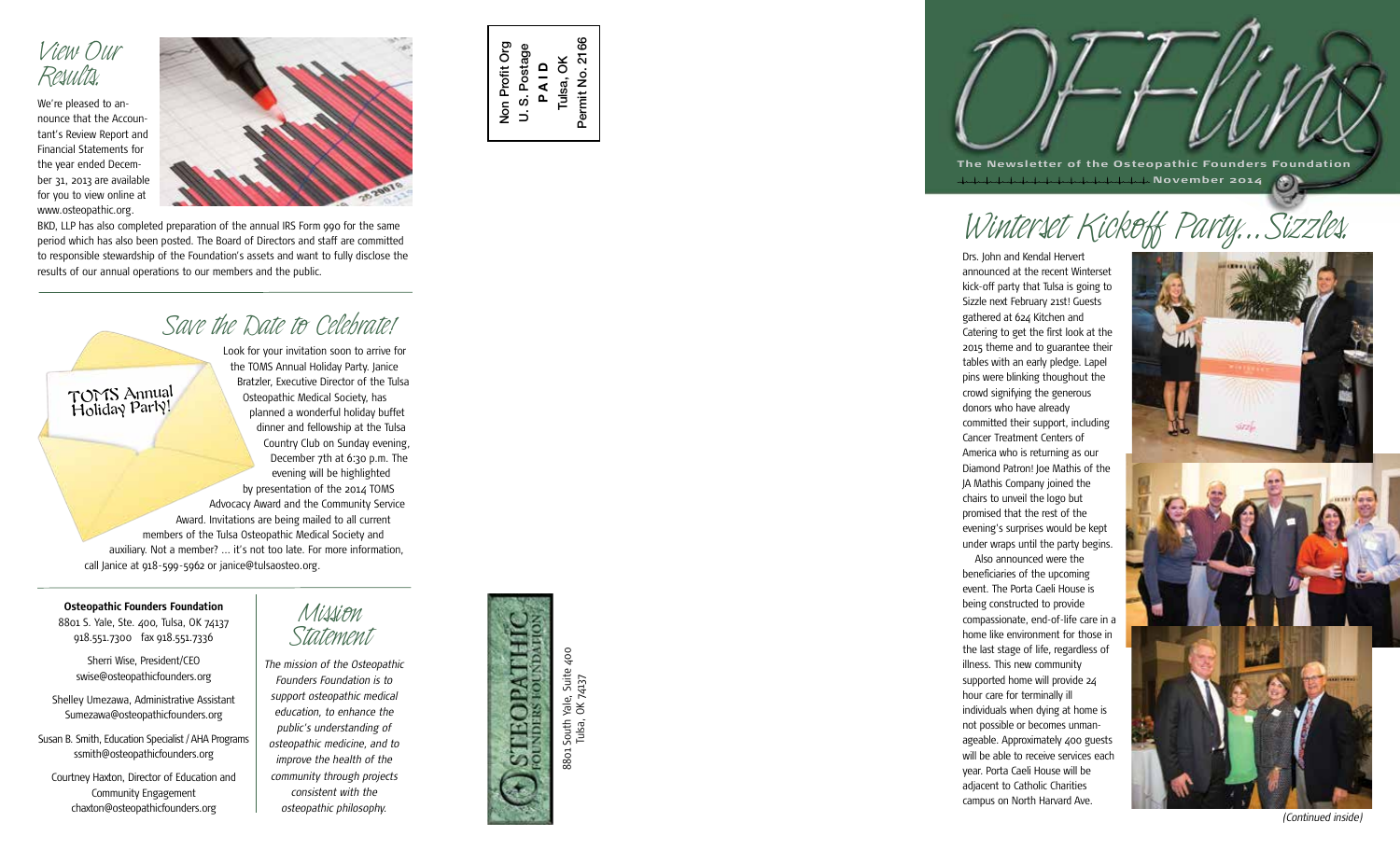# OFFlins

**The Newsletter of the Osteopathic Founders Foundation**

**November 2014**

## Winterset Kickoff Party...Sizzles.

Drs. John and Kendal Hervert announced at the recent Winterset kick-off party that Tulsa is going to Sizzle next February 21st! Guests gathered at 624 Kitchen and Catering to get the first look at the 2015 theme and to guarantee their tables with an early pledge. Lapel pins were blinking thoughout the crowd signifying the generous donors who have already committed their support, including Cancer Treatment Centers of America who is returning as our Diamond Patron! Joe Mathis of the JA Mathis Company joined the chairs to unveil the logo but promised that the rest of the evening's surprises would be kept under wraps until the party begins.

Also announced were the beneficiaries of the upcoming event. The Porta Caeli House is being constructed to provide compassionate, end-of-life care in a home like environment for those in the last stage of life, regardless of illness. This new community supported home will provide 24 hour care for terminally ill individuals when dying at home is not possible or becomes unmanageable. Approximately 400 guests will be able to receive services each year. Porta Caeli House will be adjacent to Catholic Charities campus on North Harvard Ave.

*(Continued inside)*

## View Our Results.

We're pleased to announce that the Accountant's Review Report and Financial Statements for the year ended December 31, 2013 are available for you to view online at www.osteopathic.org.

BKD, LLP has also completed preparation of the annual IRS Form 990 for the same period which has also been posted. The Board of Directors and staff are committed to responsible stewardship of the Foundation's assets and want to fully disclose the results of our annual operations to our members and the public.

## Save the Date to Celebrate!

TOMS Annual Holiday Party!

Look for your invitation soon to arrive for the TOMS Annual Holiday Party. Janice Bratzler, Executive Director of the Tulsa Osteopathic Medical Society, has planned a wonderful holiday buffet dinner and fellowship at the Tulsa Country Club on Sunday evening, December 7th at 6:30 p.m. The evening will be highlighted by presentation of the 2014 TOMS Advocacy Award and the Community Service Award. Invitations are being mailed to all current members of the Tulsa Osteopathic Medical Society and auxiliary. Not a member? ... it's not too late. For more information, call Janice at 918-599-5962 or janice@tulsaosteo.org.

**Osteopathic Founders Foundation**
8801 S. Yale, Ste. 400, Tulsa, OK 74137
918.551.7300 fax 918.551.7336

Sherri Wise, President/CEO
swise@osteopathicfounders.org

Shelley Umezawa, Administrative Assistant
Sumezawa@osteopathicfounders.org

Susan B. Smith, Education Specialist / AHA Programs
ssmith@osteopathicfounders.org

Courtney Haxton, Director of Education and Community Engagement
chaxton@osteopathicfounders.org

## Mission Statement

*The mission of the Osteopathic Founders Foundation is to support osteopathic medical education, to enhance the public's understanding of osteopathic medicine, and to improve the health of the community through projects consistent with the osteopathic philosophy.*

Osteopathic Founders Foundation
8801 South Yale, Suite 400
Tulsa, OK 74137

Non Profit Org
U. S. Postage
P A I D
Tulsa, OK
Permit No. 2166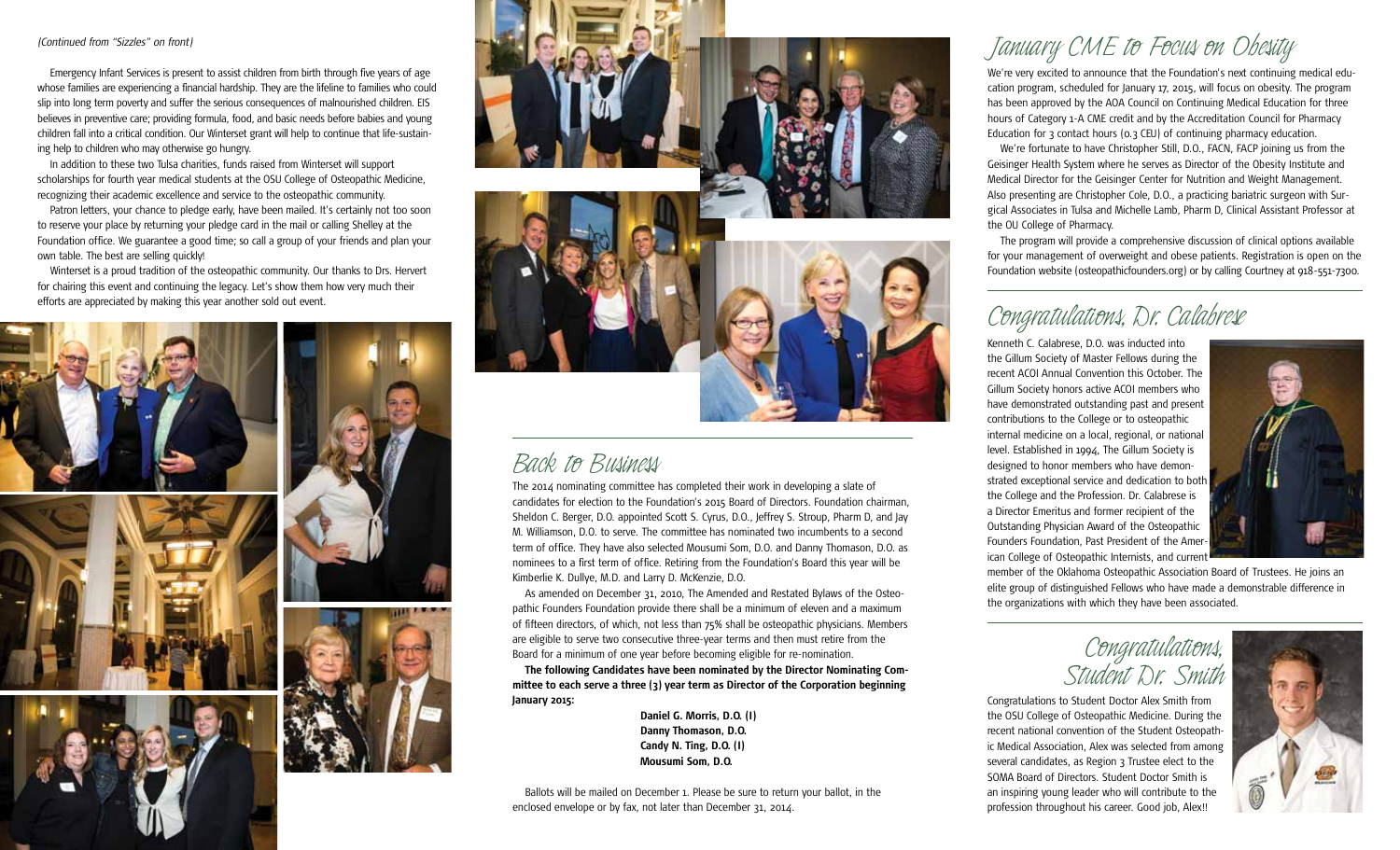*(Continued from "Sizzles" on front)*

Emergency Infant Services is present to assist children from birth through five years of age whose families are experiencing a financial hardship. They are the lifeline to families who could slip into long term poverty and suffer the serious consequences of malnourished children. EIS believes in preventive care; providing formula, food, and basic needs before babies and young children fall into a critical condition. Our Winterset grant will help to continue that life-sustaining help to children who may otherwise go hungry.

In addition to these two Tulsa charities, funds raised from Winterset will support scholarships for fourth year medical students at the OSU College of Osteopathic Medicine, recognizing their academic excellence and service to the osteopathic community.

Patron letters, your chance to pledge early, have been mailed. It's certainly not too soon to reserve your place by returning your pledge card in the mail or calling Shelley at the Foundation office. We guarantee a good time; so call a group of your friends and plan your own table. The best are selling quickly!

Winterset is a proud tradition of the osteopathic community. Our thanks to Drs. Hervert for chairing this event and continuing the legacy. Let's show them how very much their efforts are appreciated by making this year another sold out event.

## Back to Business

The 2014 nominating committee has completed their work in developing a slate of candidates for election to the Foundation's 2015 Board of Directors. Foundation chairman, Sheldon C. Berger, D.O. appointed Scott S. Cyrus, D.O., Jeffrey S. Stroup, Pharm D, and Jay M. Williamson, D.O. to serve. The committee has nominated two incumbents to a second term of office. They have also selected Mousumi Som, D.O. and Danny Thomason, D.O. as nominees to a first term of office. Retiring from the Foundation's Board this year will be Kimberlie K. Dullye, M.D. and Larry D. McKenzie, D.O.

As amended on December 31, 2010, The Amended and Restated Bylaws of the Osteopathic Founders Foundation provide there shall be a minimum of eleven and a maximum of fifteen directors, of which, not less than 75% shall be osteopathic physicians. Members are eligible to serve two consecutive three-year terms and then must retire from the Board for a minimum of one year before becoming eligible for re-nomination.

**The following Candidates have been nominated by the Director Nominating Committee to each serve a three (3) year term as Director of the Corporation beginning January 2015:**

**Daniel G. Morris, D.O. (I)**
**Danny Thomason, D.O.**
**Candy N. Ting, D.O. (I)**
**Mousumi Som, D.O.**

Ballots will be mailed on December 1. Please be sure to return your ballot, in the enclosed envelope or by fax, not later than December 31, 2014.

## January CME to Focus on Obesity

We're very excited to announce that the Foundation's next continuing medical education program, scheduled for January 17, 2015, will focus on obesity. The program has been approved by the AOA Council on Continuing Medical Education for three hours of Category 1-A CME credit and by the Accreditation Council for Pharmacy Education for 3 contact hours (0.3 CEU) of continuing pharmacy education.

We're fortunate to have Christopher Still, D.O., FACN, FACP joining us from the Geisinger Health System where he serves as Director of the Obesity Institute and Medical Director for the Geisinger Center for Nutrition and Weight Management. Also presenting are Christopher Cole, D.O., a practicing bariatric surgeon with Surgical Associates in Tulsa and Michelle Lamb, Pharm D, Clinical Assistant Professor at the OU College of Pharmacy.

The program will provide a comprehensive discussion of clinical options available for your management of overweight and obese patients. Registration is open on the Foundation website (osteopathicfounders.org) or by calling Courtney at 918-551-7300.

## Congratulations, Dr. Calabrese

Kenneth C. Calabrese, D.O. was inducted into the Gillum Society of Master Fellows during the recent ACOI Annual Convention this October. The Gillum Society honors active ACOI members who have demonstrated outstanding past and present contributions to the College or to osteopathic internal medicine on a local, regional, or national level. Established in 1994, The Gillum Society is designed to honor members who have demonstrated exceptional service and dedication to both the College and the Profession. Dr. Calabrese is a Director Emeritus and former recipient of the Outstanding Physician Award of the Osteopathic Founders Foundation, Past President of the American College of Osteopathic Internists, and current member of the Oklahoma Osteopathic Association Board of Trustees. He joins an elite group of distinguished Fellows who have made a demonstrable difference in the organizations with which they have been associated.

## Congratulations, Student Dr. Smith

Congratulations to Student Doctor Alex Smith from the OSU College of Osteopathic Medicine. During the recent national convention of the Student Osteopathic Medical Association, Alex was selected from among several candidates, as Region 3 Trustee elect to the SOMA Board of Directors. Student Doctor Smith is an inspiring young leader who will contribute to the profession throughout his career. Good job, Alex!!